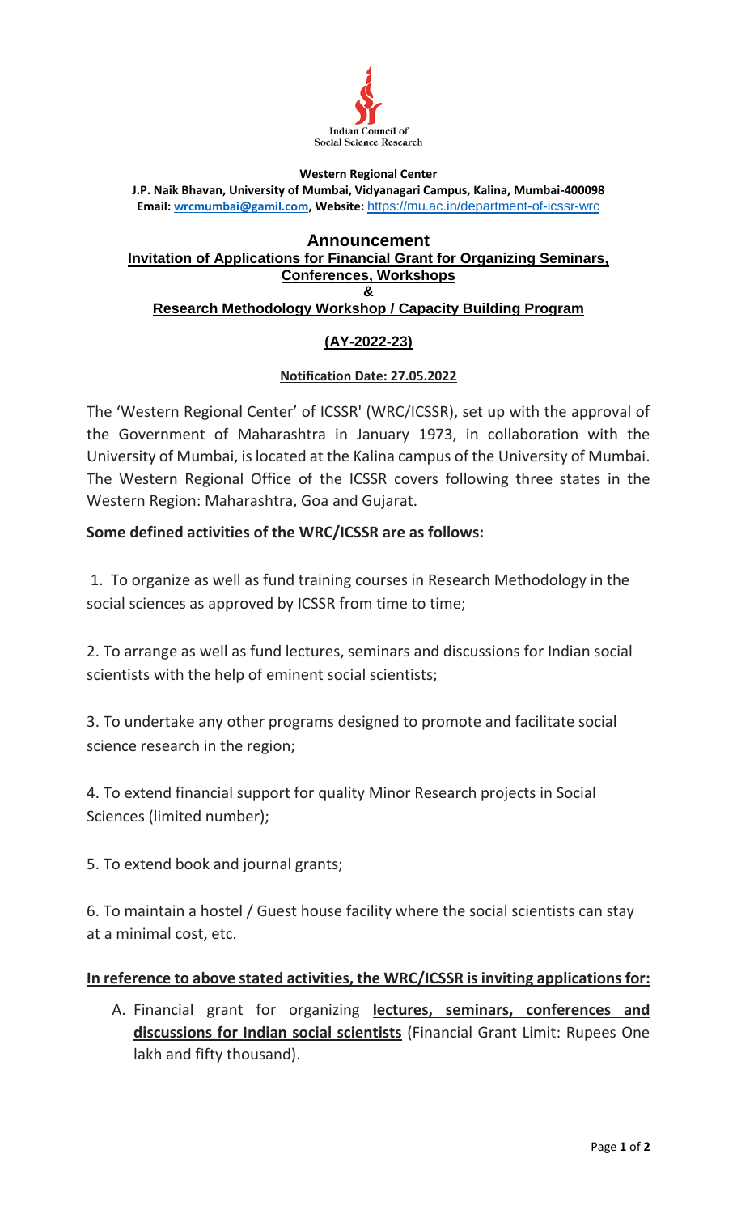Indian Council of Social Science Research

**Western Regional Center**

**J.P. Naik Bhavan, University of Mumbai, Vidyanagari Campus, Kalina, Mumbai-400098**

**Email: wrcmumbai@gamil.com, Website:** https://mu.ac.in/department-of-icssr-wrc

# Announcement

## Invitation of Applications for Financial Grant for Organizing Seminars, Conferences, Workshops

## &

## Research Methodology Workshop / Capacity Building Program

### (AY-2022-23)

**Notification Date: 27.05.2022**

The 'Western Regional Center' of ICSSR' (WRC/ICSSR), set up with the approval of the Government of Maharashtra in January 1973, in collaboration with the University of Mumbai, is located at the Kalina campus of the University of Mumbai. The Western Regional Office of the ICSSR covers following three states in the Western Region: Maharashtra, Goa and Gujarat.

**Some defined activities of the WRC/ICSSR are as follows:**

1. To organize as well as fund training courses in Research Methodology in the social sciences as approved by ICSSR from time to time;

2. To arrange as well as fund lectures, seminars and discussions for Indian social scientists with the help of eminent social scientists;

3. To undertake any other programs designed to promote and facilitate social science research in the region;

4. To extend financial support for quality Minor Research projects in Social Sciences (limited number);

5. To extend book and journal grants;

6. To maintain a hostel / Guest house facility where the social scientists can stay at a minimal cost, etc.

**In reference to above stated activities, the WRC/ICSSR is inviting applications for:**

A. Financial grant for organizing **lectures, seminars, conferences and discussions for Indian social scientists** (Financial Grant Limit: Rupees One lakh and fifty thousand).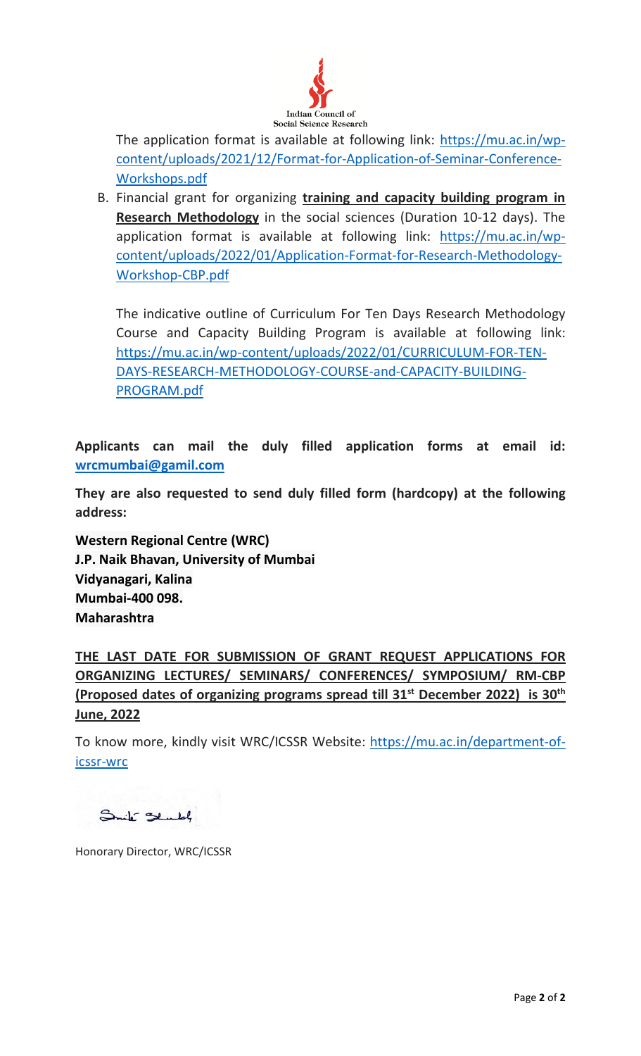Indian Council of Social Science Research

The application format is available at following link: https://mu.ac.in/wp-content/uploads/2021/12/Format-for-Application-of-Seminar-Conference-Workshops.pdf

B. Financial grant for organizing **training and capacity building program in Research Methodology** in the social sciences (Duration 10-12 days). The application format is available at following link: https://mu.ac.in/wp-content/uploads/2022/01/Application-Format-for-Research-Methodology-Workshop-CBP.pdf

   The indicative outline of Curriculum For Ten Days Research Methodology Course and Capacity Building Program is available at following link: https://mu.ac.in/wp-content/uploads/2022/01/CURRICULUM-FOR-TEN-DAYS-RESEARCH-METHODOLOGY-COURSE-and-CAPACITY-BUILDING-PROGRAM.pdf

**Applicants can mail the duly filled application forms at email id: wrcmumbai@gamil.com**

**They are also requested to send duly filled form (hardcopy) at the following address:**

**Western Regional Centre (WRC)**
**J.P. Naik Bhavan, University of Mumbai**
**Vidyanagari, Kalina**
**Mumbai-400 098.**
**Maharashtra**

**THE LAST DATE FOR SUBMISSION OF GRANT REQUEST APPLICATIONS FOR ORGANIZING LECTURES/ SEMINARS/ CONFERENCES/ SYMPOSIUM/ RM-CBP (Proposed dates of organizing programs spread till 31st December 2022) is 30th June, 2022**

To know more, kindly visit WRC/ICSSR Website: https://mu.ac.in/department-of-icssr-wrc

Honorary Director, WRC/ICSSR